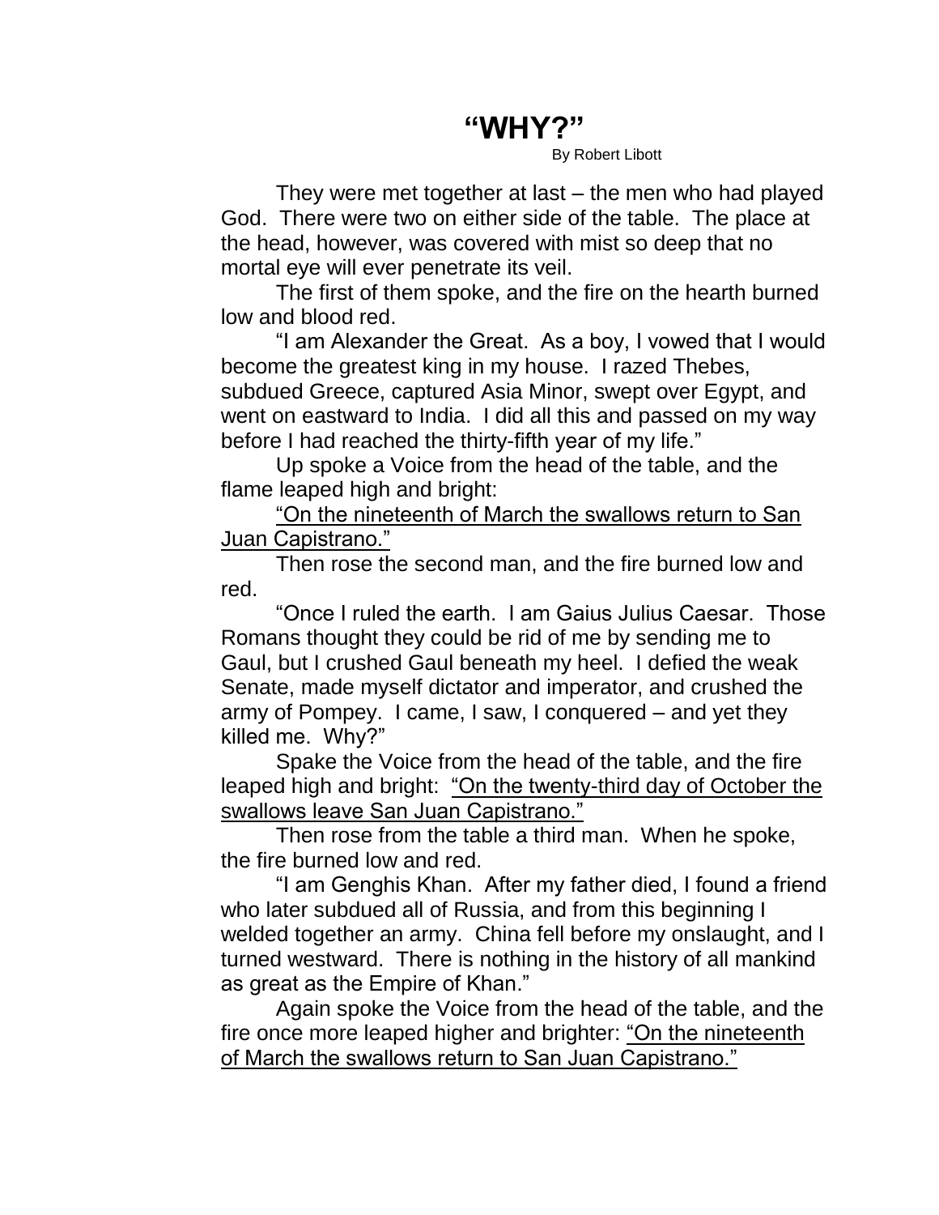# "WHY?"

By Robert Libott

They were met together at last – the men who had played God. There were two on either side of the table. The place at the head, however, was covered with mist so deep that no mortal eye will ever penetrate its veil.

The first of them spoke, and the fire on the hearth burned low and blood red.

"I am Alexander the Great. As a boy, I vowed that I would become the greatest king in my house. I razed Thebes, subdued Greece, captured Asia Minor, swept over Egypt, and went on eastward to India. I did all this and passed on my way before I had reached the thirty-fifth year of my life."

Up spoke a Voice from the head of the table, and the flame leaped high and bright:

<u>"On the nineteenth of March the swallows return to San Juan Capistrano."</u>

Then rose the second man, and the fire burned low and red.

"Once I ruled the earth. I am Gaius Julius Caesar. Those Romans thought they could be rid of me by sending me to Gaul, but I crushed Gaul beneath my heel. I defied the weak Senate, made myself dictator and imperator, and crushed the army of Pompey. I came, I saw, I conquered – and yet they killed me. Why?"

Spake the Voice from the head of the table, and the fire leaped high and bright: <u>"On the twenty-third day of October the swallows leave San Juan Capistrano."</u>

Then rose from the table a third man. When he spoke, the fire burned low and red.

"I am Genghis Khan. After my father died, I found a friend who later subdued all of Russia, and from this beginning I welded together an army. China fell before my onslaught, and I turned westward. There is nothing in the history of all mankind as great as the Empire of Khan."

Again spoke the Voice from the head of the table, and the fire once more leaped higher and brighter: <u>"On the nineteenth of March the swallows return to San Juan Capistrano."</u>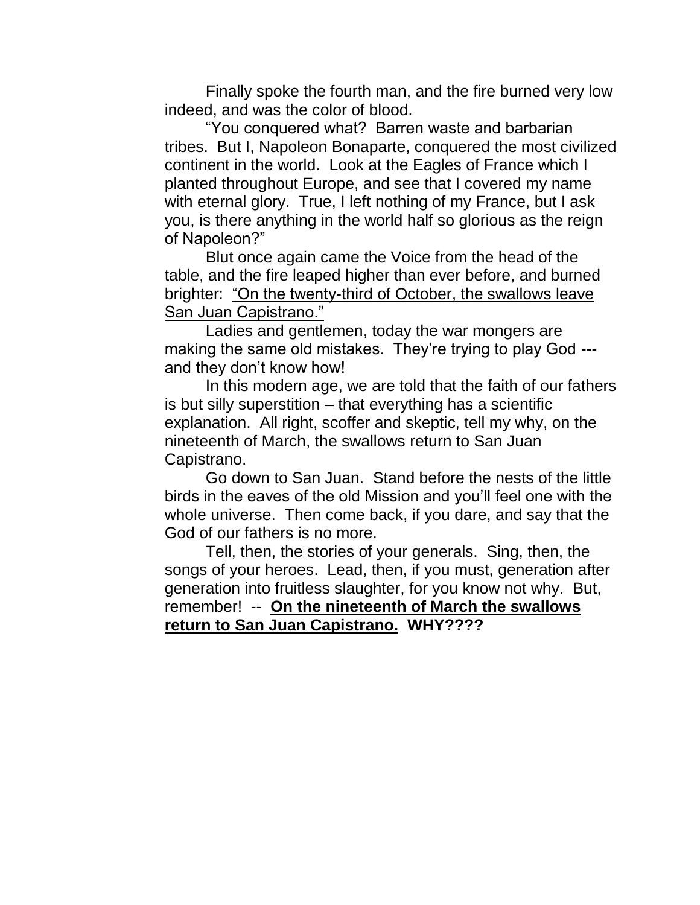Finally spoke the fourth man, and the fire burned very low indeed, and was the color of blood.

"You conquered what? Barren waste and barbarian tribes. But I, Napoleon Bonaparte, conquered the most civilized continent in the world. Look at the Eagles of France which I planted throughout Europe, and see that I covered my name with eternal glory. True, I left nothing of my France, but I ask you, is there anything in the world half so glorious as the reign of Napoleon?"

Blut once again came the Voice from the head of the table, and the fire leaped higher than ever before, and burned brighter: <u>"On the twenty-third of October, the swallows leave San Juan Capistrano."</u>

Ladies and gentlemen, today the war mongers are making the same old mistakes. They're trying to play God --- and they don't know how!

In this modern age, we are told that the faith of our fathers is but silly superstition – that everything has a scientific explanation. All right, scoffer and skeptic, tell my why, on the nineteenth of March, the swallows return to San Juan Capistrano.

Go down to San Juan. Stand before the nests of the little birds in the eaves of the old Mission and you'll feel one with the whole universe. Then come back, if you dare, and say that the God of our fathers is no more.

Tell, then, the stories of your generals. Sing, then, the songs of your heroes. Lead, then, if you must, generation after generation into fruitless slaughter, for you know not why. But, remember! -- **<u>On the nineteenth of March the swallows return to San Juan Capistrano.</u> WHY????**